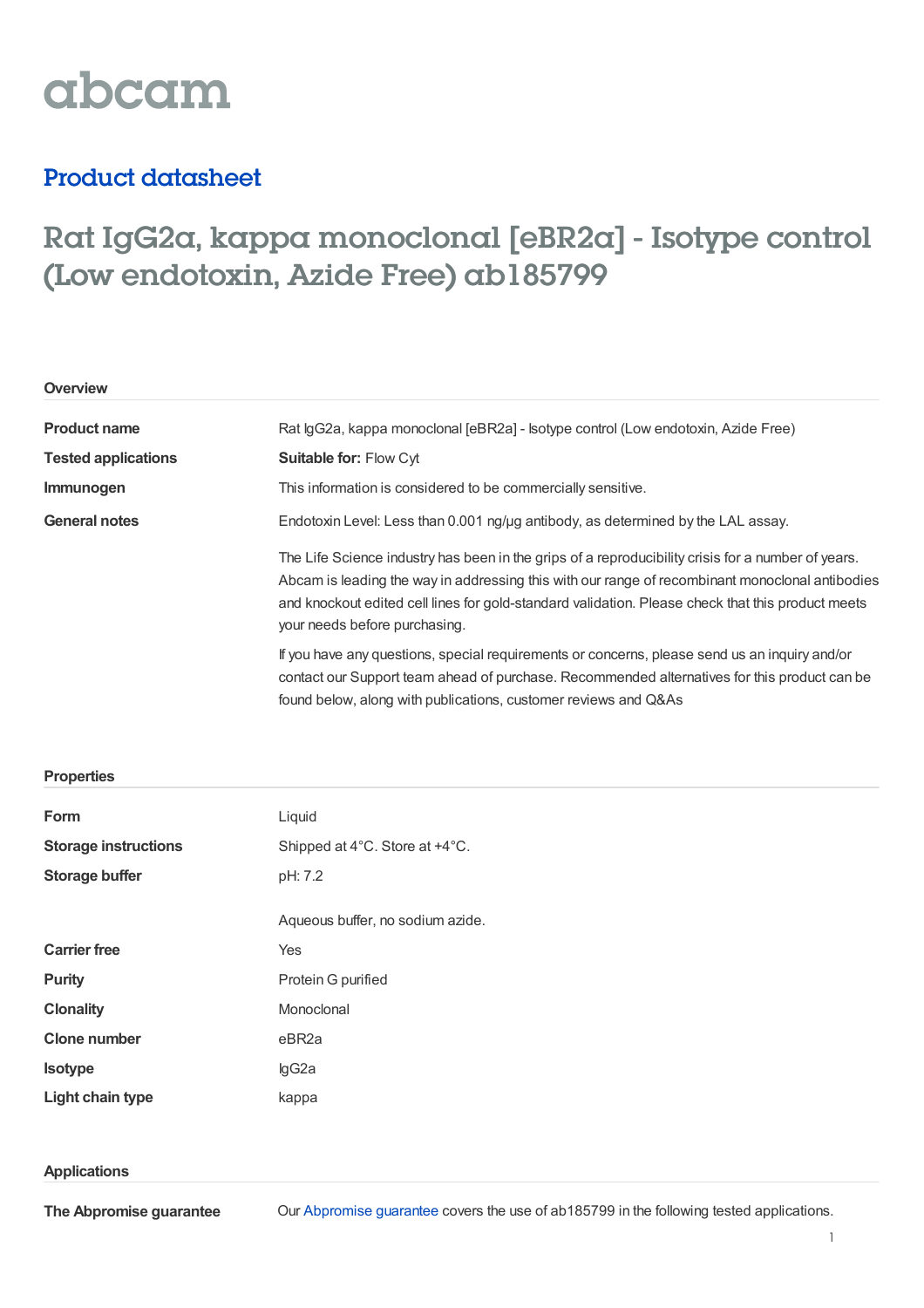abcam

## Product datasheet

# Rat IgG2a, kappa monoclonal [eBR2a] - Isotype control (Low endotoxin, Azide Free) ab185799

### Overview

| | |
|---|---|
| **Product name** | Rat IgG2a, kappa monoclonal [eBR2a] - Isotype control (Low endotoxin, Azide Free) |
| **Tested applications** | **Suitable for:** Flow Cyt |
| **Immunogen** | This information is considered to be commercially sensitive. |
| **General notes** | Endotoxin Level: Less than 0.001 ng/µg antibody, as determined by the LAL assay.<br><br>The Life Science industry has been in the grips of a reproducibility crisis for a number of years. Abcam is leading the way in addressing this with our range of recombinant monoclonal antibodies and knockout edited cell lines for gold-standard validation. Please check that this product meets your needs before purchasing.<br><br>If you have any questions, special requirements or concerns, please send us an inquiry and/or contact our Support team ahead of purchase. Recommended alternatives for this product can be found below, along with publications, customer reviews and Q&As |

### Properties

| | |
|---|---|
| **Form** | Liquid |
| **Storage instructions** | Shipped at 4°C. Store at +4°C. |
| **Storage buffer** | pH: 7.2<br><br>Aqueous buffer, no sodium azide. |
| **Carrier free** | Yes |
| **Purity** | Protein G purified |
| **Clonality** | Monoclonal |
| **Clone number** | eBR2a |
| **Isotype** | IgG2a |
| **Light chain type** | kappa |

### Applications

| | |
|---|---|
| **The Abpromise guarantee** | Our Abpromise guarantee covers the use of ab185799 in the following tested applications. |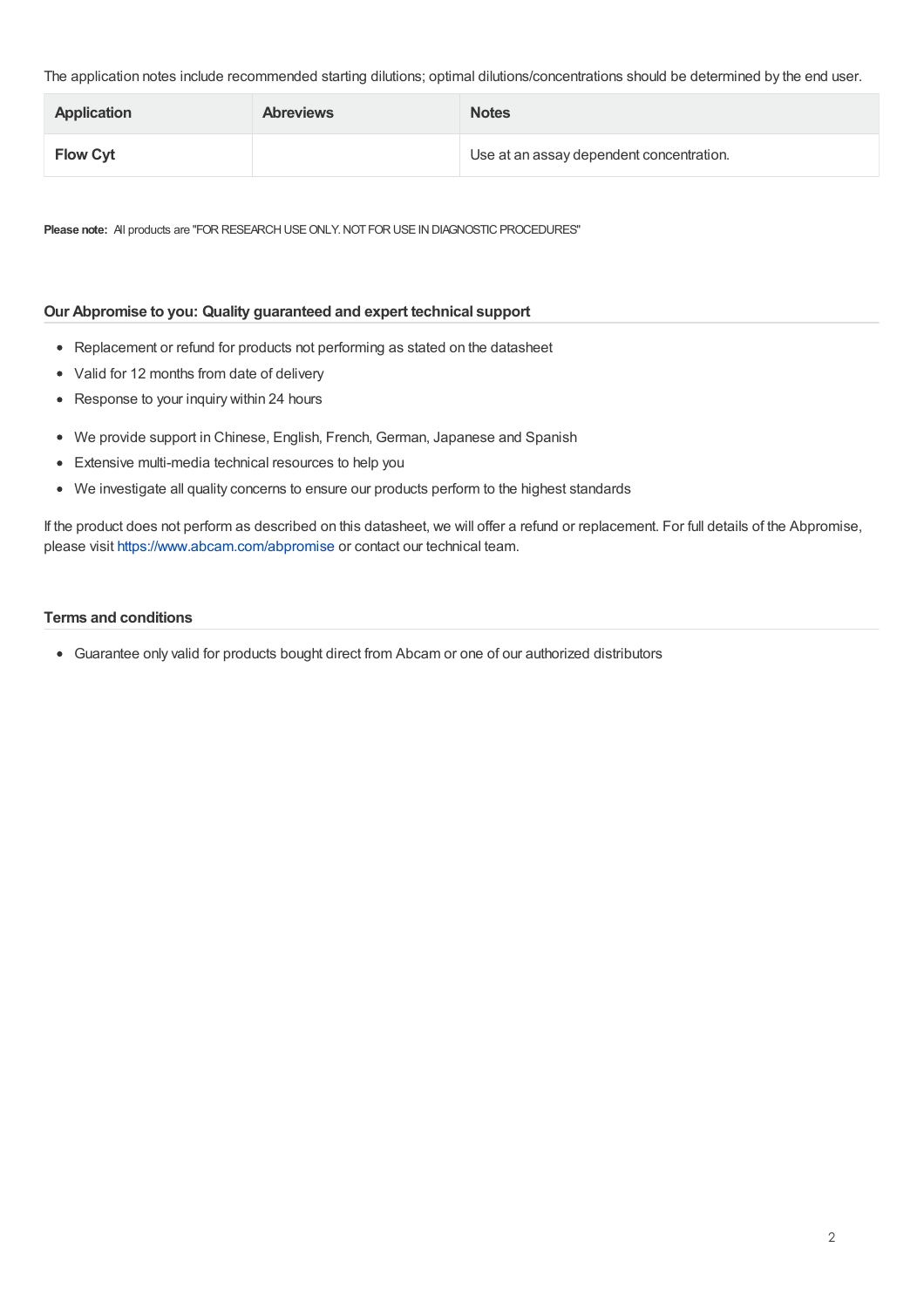The application notes include recommended starting dilutions; optimal dilutions/concentrations should be determined by the end user.

| Application | Abreviews | Notes |
| --- | --- | --- |
| **Flow Cyt** | | Use at an assay dependent concentration. |

**Please note:** All products are "FOR RESEARCH USE ONLY. NOT FOR USE IN DIAGNOSTIC PROCEDURES"

### Our Abpromise to you: Quality guaranteed and expert technical support

- Replacement or refund for products not performing as stated on the datasheet
- Valid for 12 months from date of delivery
- Response to your inquiry within 24 hours

- We provide support in Chinese, English, French, German, Japanese and Spanish
- Extensive multi-media technical resources to help you
- We investigate all quality concerns to ensure our products perform to the highest standards

If the product does not perform as described on this datasheet, we will offer a refund or replacement. For full details of the Abpromise, please visit https://www.abcam.com/abpromise or contact our technical team.

### Terms and conditions

- Guarantee only valid for products bought direct from Abcam or one of our authorized distributors